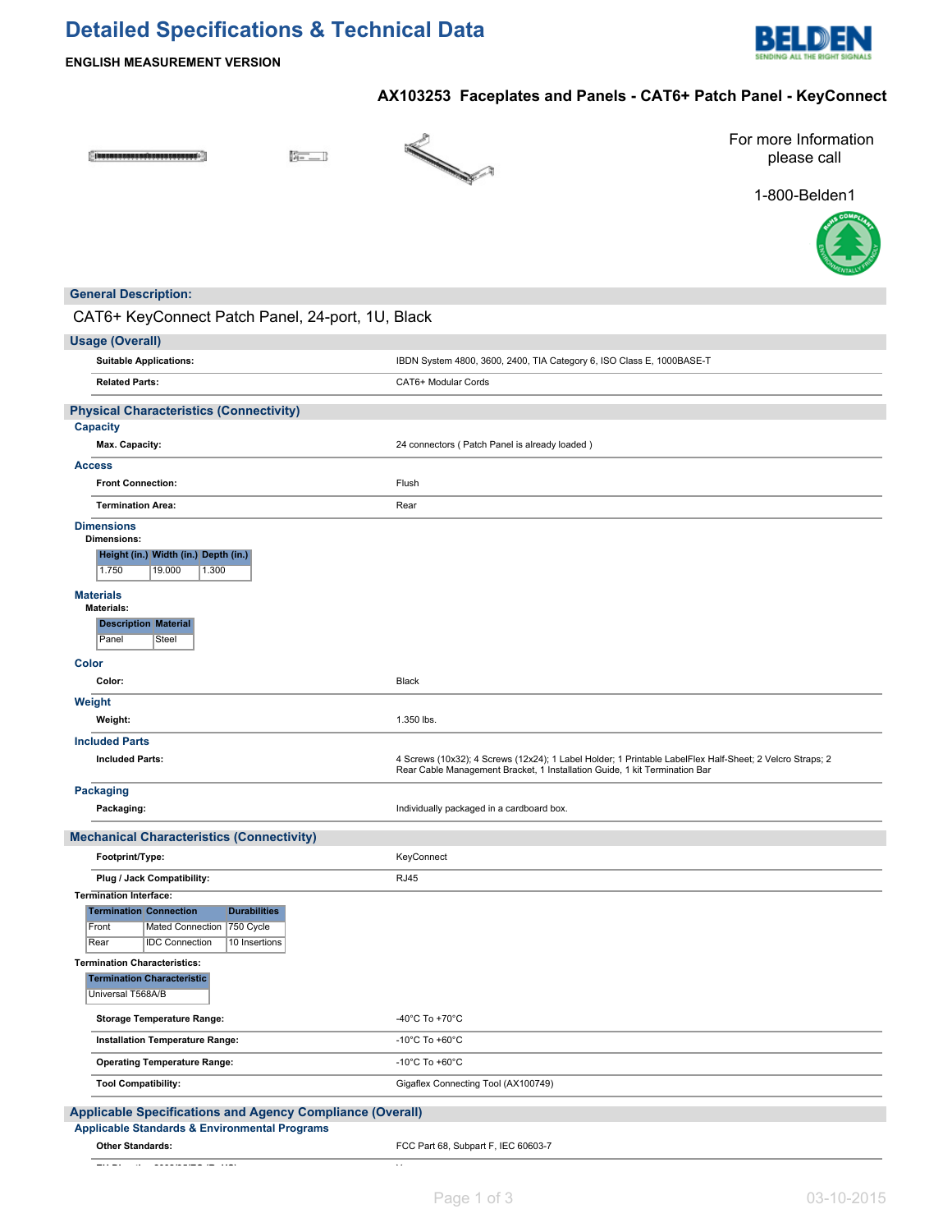# Detailed Specifications & Technical Data

**ENGLISH MEASUREMENT VERSION**

## AX103253 Faceplates and Panels - CAT6+ Patch Panel - KeyConnect

For more Information please call

1-800-Belden1

## General Description:

CAT6+ KeyConnect Patch Panel, 24-port, 1U, Black

## Usage (Overall)

| | |
|---|---|
| **Suitable Applications:** | IBDN System 4800, 3600, 2400, TIA Category 6, ISO Class E, 1000BASE-T |
| **Related Parts:** | CAT6+ Modular Cords |

## Physical Characteristics (Connectivity)

### Capacity

| | |
|---|---|
| **Max. Capacity:** | 24 connectors ( Patch Panel is already loaded ) |

### Access

| | |
|---|---|
| **Front Connection:** | Flush |
| **Termination Area:** | Rear |

### Dimensions

**Dimensions:**

| Height (in.) | Width (in.) | Depth (in.) |
|---|---|---|
| 1.750 | 19.000 | 1.300 |

### Materials

**Materials:**

| Description | Material |
|---|---|
| Panel | Steel |

### Color

| | |
|---|---|
| **Color:** | Black |

### Weight

| | |
|---|---|
| **Weight:** | 1.350 lbs. |

### Included Parts

| | |
|---|---|
| **Included Parts:** | 4 Screws (10x32); 4 Screws (12x24); 1 Label Holder; 1 Printable LabelFlex Half-Sheet; 2 Velcro Straps; 2 Rear Cable Management Bracket, 1 Installation Guide, 1 kit Termination Bar |

### Packaging

| | |
|---|---|
| **Packaging:** | Individually packaged in a cardboard box. |

## Mechanical Characteristics (Connectivity)

| | |
|---|---|
| **Footprint/Type:** | KeyConnect |
| **Plug / Jack Compatibility:** | RJ45 |

**Termination Interface:**

| Termination | Connection | Durabilities |
|---|---|---|
| Front | Mated Connection | 750 Cycle |
| Rear | IDC Connection | 10 Insertions |

**Termination Characteristics:**

| Termination Characteristic |
|---|
| Universal T568A/B |

| | |
|---|---|
| **Storage Temperature Range:** | -40°C To +70°C |
| **Installation Temperature Range:** | -10°C To +60°C |
| **Operating Temperature Range:** | -10°C To +60°C |
| **Tool Compatibility:** | Gigaflex Connecting Tool (AX100749) |

## Applicable Specifications and Agency Compliance (Overall)

### Applicable Standards & Environmental Programs

| | |
|---|---|
| **Other Standards:** | FCC Part 68, Subpart F, IEC 60603-7 |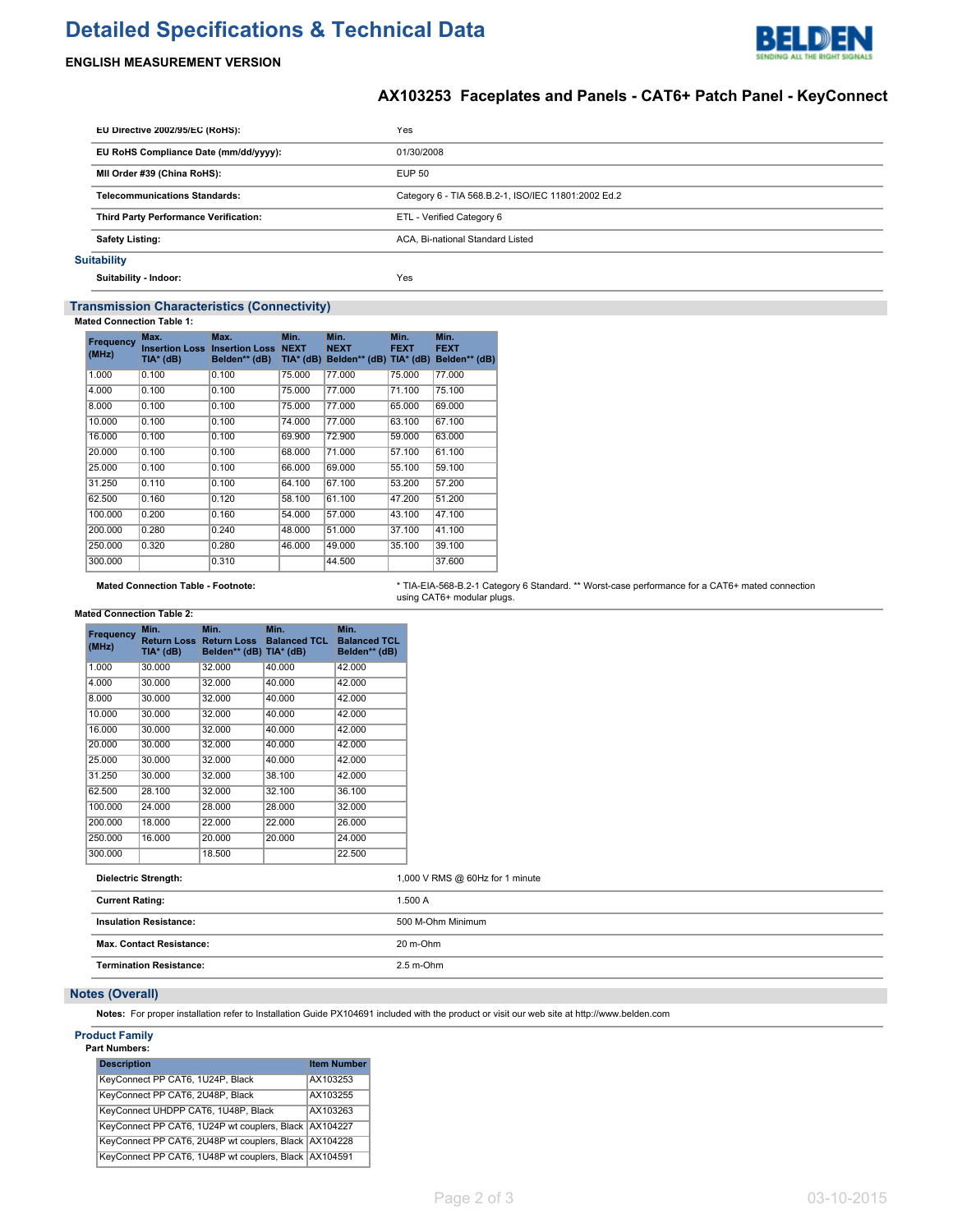# Detailed Specifications & Technical Data

**ENGLISH MEASUREMENT VERSION**

## AX103253 Faceplates and Panels - CAT6+ Patch Panel - KeyConnect

| | |
|---|---|
| **EU Directive 2002/95/EC (RoHS):** | Yes |
| **EU RoHS Compliance Date (mm/dd/yyyy):** | 01/30/2008 |
| **MII Order #39 (China RoHS):** | EUP 50 |
| **Telecommunications Standards:** | Category 6 - TIA 568.B.2-1, ISO/IEC 11801:2002 Ed.2 |
| **Third Party Performance Verification:** | ETL - Verified Category 6 |
| **Safety Listing:** | ACA, Bi-national Standard Listed |

### Suitability

| | |
|---|---|
| **Suitability - Indoor:** | Yes |

## Transmission Characteristics (Connectivity)

**Mated Connection Table 1:**

| Frequency (MHz) | Max. Insertion Loss TIA* (dB) | Max. Insertion Loss Belden** (dB) | Min. NEXT TIA* (dB) | Min. NEXT Belden** (dB) | Min. FEXT TIA* (dB) | Min. FEXT Belden** (dB) |
|---|---|---|---|---|---|---|
| 1.000 | 0.100 | 0.100 | 75.000 | 77.000 | 75.000 | 77.000 |
| 4.000 | 0.100 | 0.100 | 75.000 | 77.000 | 71.100 | 75.100 |
| 8.000 | 0.100 | 0.100 | 75.000 | 77.000 | 65.000 | 69.000 |
| 10.000 | 0.100 | 0.100 | 74.000 | 77.000 | 63.100 | 67.100 |
| 16.000 | 0.100 | 0.100 | 69.900 | 72.900 | 59.000 | 63.000 |
| 20.000 | 0.100 | 0.100 | 68.000 | 71.000 | 57.100 | 61.100 |
| 25.000 | 0.100 | 0.100 | 66.000 | 69.000 | 55.100 | 59.100 |
| 31.250 | 0.110 | 0.100 | 64.100 | 67.100 | 53.200 | 57.200 |
| 62.500 | 0.160 | 0.120 | 58.100 | 61.100 | 47.200 | 51.200 |
| 100.000 | 0.200 | 0.160 | 54.000 | 57.000 | 43.100 | 47.100 |
| 200.000 | 0.280 | 0.240 | 48.000 | 51.000 | 37.100 | 41.100 |
| 250.000 | 0.320 | 0.280 | 46.000 | 49.000 | 35.100 | 39.100 |
| 300.000 | | 0.310 | | 44.500 | | 37.600 |

| | |
|---|---|
| **Mated Connection Table - Footnote:** | * TIA-EIA-568-B.2-1 Category 6 Standard. ** Worst-case performance for a CAT6+ mated connection using CAT6+ modular plugs. |

**Mated Connection Table 2:**

| Frequency (MHz) | Min. Return Loss TIA* (dB) | Min. Return Loss Belden** (dB) | Min. Balanced TCL TIA* (dB) | Min. Balanced TCL Belden** (dB) |
|---|---|---|---|---|
| 1.000 | 30.000 | 32.000 | 40.000 | 42.000 |
| 4.000 | 30.000 | 32.000 | 40.000 | 42.000 |
| 8.000 | 30.000 | 32.000 | 40.000 | 42.000 |
| 10.000 | 30.000 | 32.000 | 40.000 | 42.000 |
| 16.000 | 30.000 | 32.000 | 40.000 | 42.000 |
| 20.000 | 30.000 | 32.000 | 40.000 | 42.000 |
| 25.000 | 30.000 | 32.000 | 40.000 | 42.000 |
| 31.250 | 30.000 | 32.000 | 38.100 | 42.000 |
| 62.500 | 28.100 | 32.000 | 32.100 | 36.100 |
| 100.000 | 24.000 | 28.000 | 28.000 | 32.000 |
| 200.000 | 18.000 | 22.000 | 22.000 | 26.000 |
| 250.000 | 16.000 | 20.000 | 20.000 | 24.000 |
| 300.000 | | 18.500 | | 22.500 |

| | |
|---|---|
| **Dielectric Strength:** | 1,000 V RMS @ 60Hz for 1 minute |
| **Current Rating:** | 1.500 A |
| **Insulation Resistance:** | 500 M-Ohm Minimum |
| **Max. Contact Resistance:** | 20 m-Ohm |
| **Termination Resistance:** | 2.5 m-Ohm |

## Notes (Overall)

**Notes:** For proper installation refer to Installation Guide PX104691 included with the product or visit our web site at http://www.belden.com

### Product Family

**Part Numbers:**

| Description | Item Number |
|---|---|
| KeyConnect PP CAT6, 1U24P, Black | AX103253 |
| KeyConnect PP CAT6, 2U48P, Black | AX103255 |
| KeyConnect UHDPP CAT6, 1U48P, Black | AX103263 |
| KeyConnect PP CAT6, 1U24P wt couplers, Black | AX104227 |
| KeyConnect PP CAT6, 2U48P wt couplers, Black | AX104228 |
| KeyConnect PP CAT6, 1U48P wt couplers, Black | AX104591 |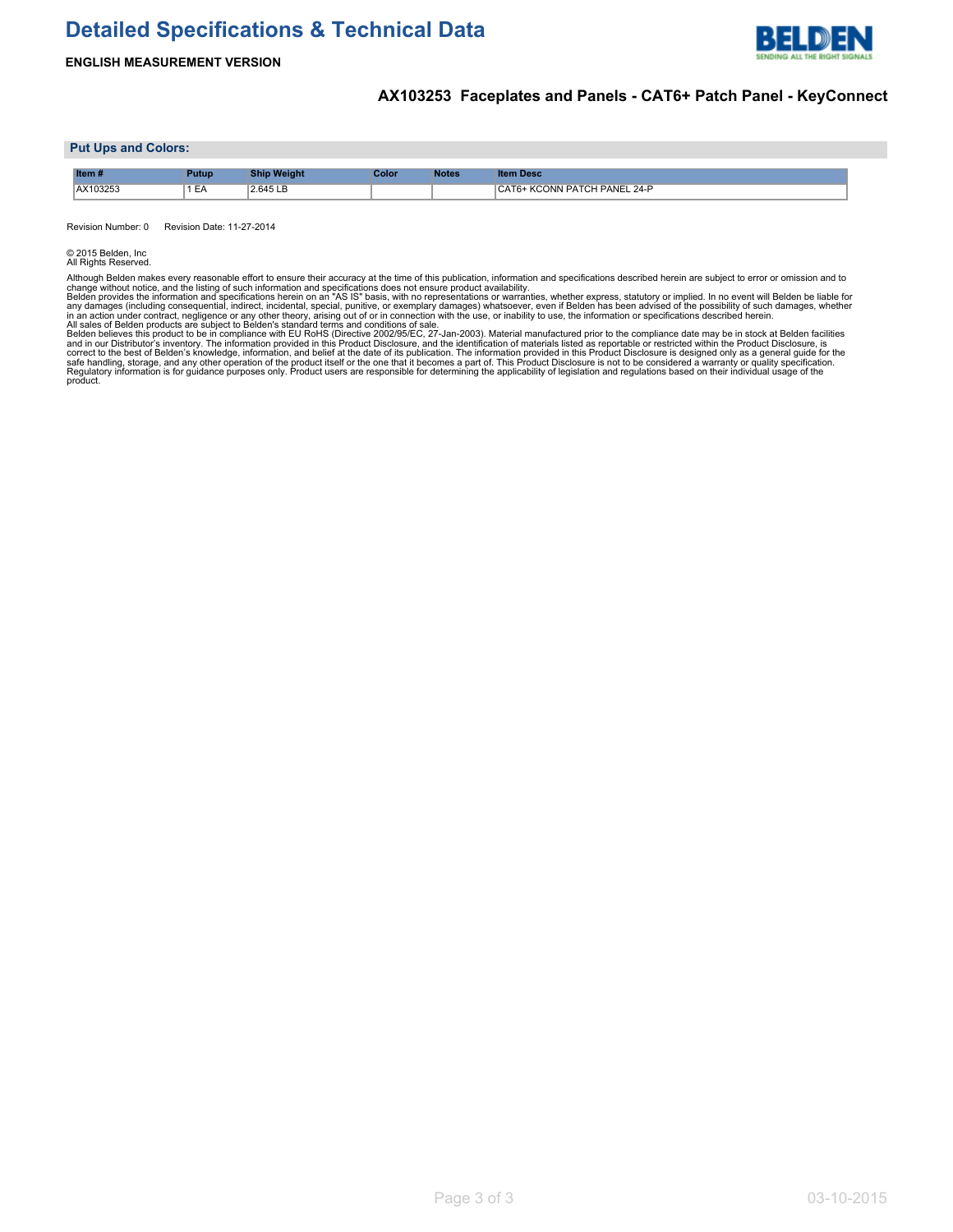## Put Ups and Colors:

| Item # | Putup | Ship Weight | Color | Notes | Item Desc |
|---|---|---|---|---|---|
| AX103253 | 1 EA | 2.645 LB | | | CAT6+ KCONN PATCH PANEL 24-P |

Revision Number: 0  Revision Date: 11-27-2014

© 2015 Belden, Inc
All Rights Reserved.

Although Belden makes every reasonable effort to ensure their accuracy at the time of this publication, information and specifications described herein are subject to error or omission and to change without notice, and the listing of such information and specifications does not ensure product availability.
Belden provides the information and specifications herein on an "AS IS" basis, with no representations or warranties, whether express, statutory or implied. In no event will Belden be liable for any damages (including consequential, indirect, incidental, special, punitive, or exemplary damages) whatsoever, even if Belden has been advised of the possibility of such damages, whether in an action under contract, negligence or any other theory, arising out of or in connection with the use, or inability to use, the information or specifications described herein.
All sales of Belden products are subject to Belden's standard terms and conditions of sale.
Belden believes this product to be in compliance with EU RoHS (Directive 2002/95/EC, 27-Jan-2003). Material manufactured prior to the compliance date may be in stock at Belden facilities and in our Distributor's inventory. The information provided in this Product Disclosure, and the identification of materials listed as reportable or restricted within the Product Disclosure, is correct to the best of Belden's knowledge, information, and belief at the date of its publication. The information provided in this Product Disclosure is designed only as a general guide for the safe handling, storage, and any other operation of the product itself or the one that it becomes a part of. This Product Disclosure is not to be considered a warranty or quality specification. Regulatory information is for guidance purposes only. Product users are responsible for determining the applicability of legislation and regulations based on their individual usage of the product.